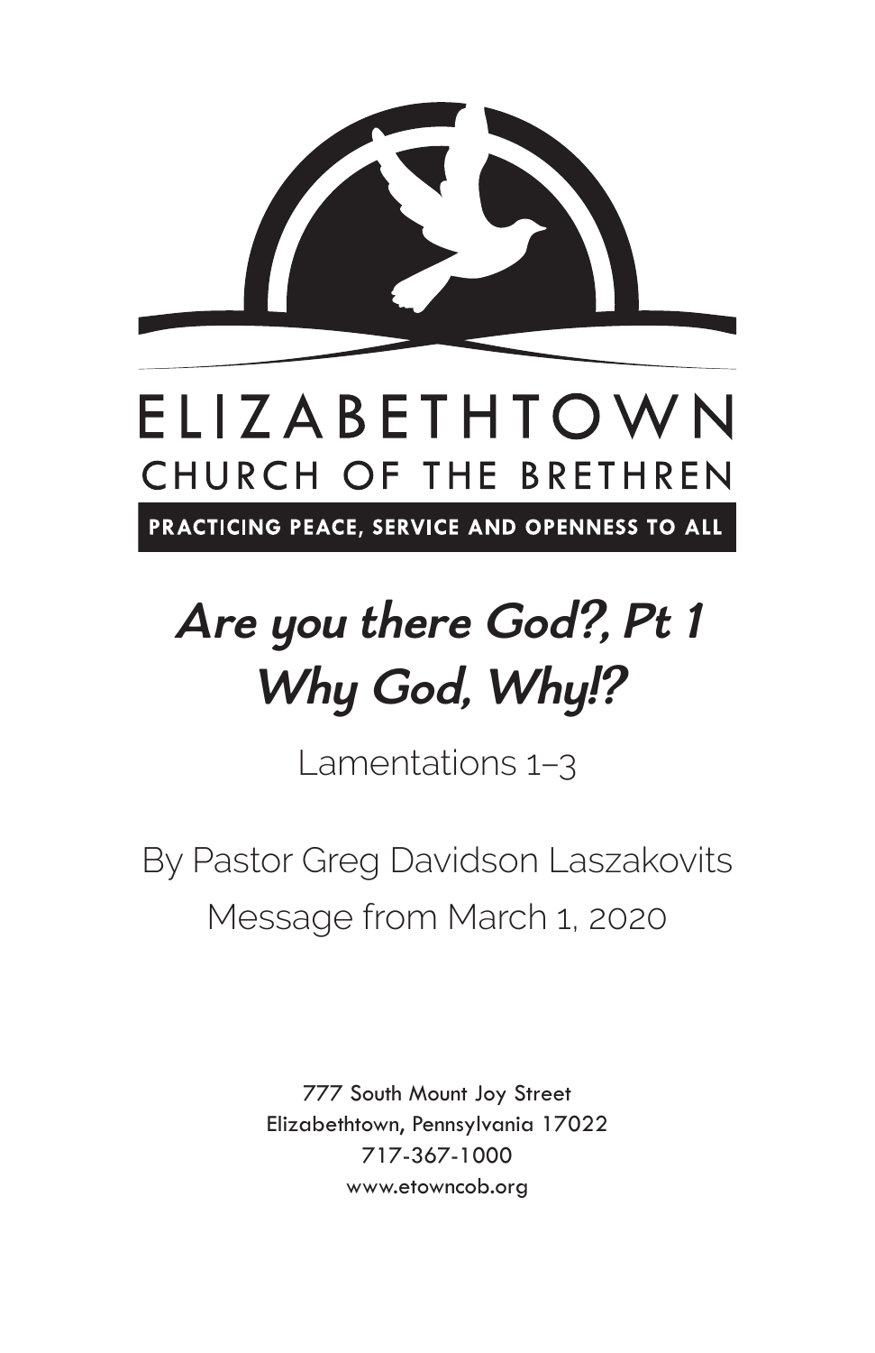ELIZABETHTOWN

CHURCH OF THE BRETHREN

**PRACTICING PEACE, SERVICE AND OPENNESS TO ALL**

# *Are you there God?, Pt 1*
# *Why God, Why!?*

Lamentations 1–3

By Pastor Greg Davidson Laszakovits

Message from March 1, 2020

777 South Mount Joy Street
Elizabethtown, Pennsylvania 17022
717-367-1000
www.etowncob.org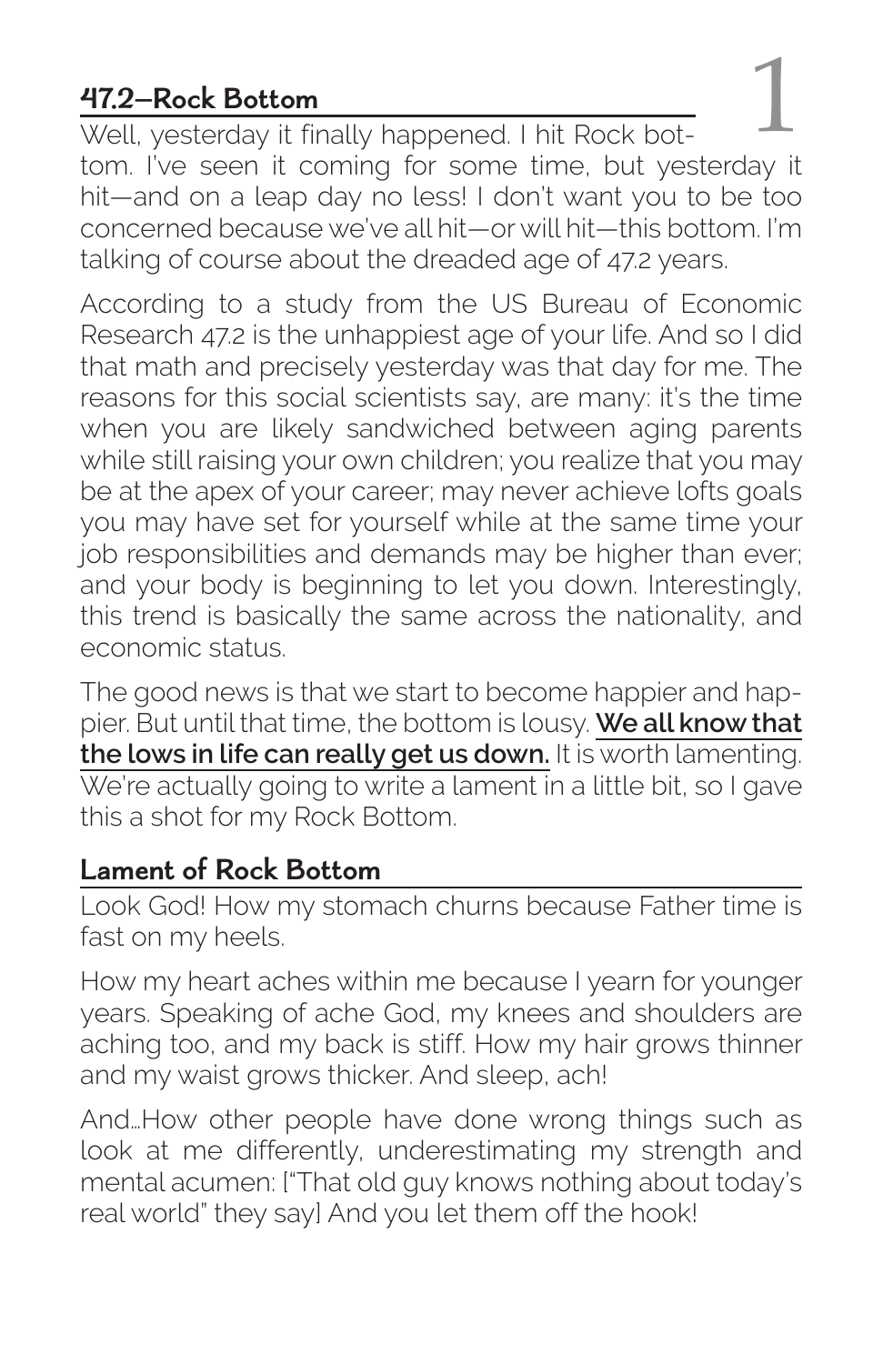## 47.2—Rock Bottom

Well, yesterday it finally happened. I hit Rock bottom. I've seen it coming for some time, but yesterday it hit—and on a leap day no less! I don't want you to be too concerned because we've all hit—or will hit—this bottom. I'm talking of course about the dreaded age of 47.2 years.

According to a study from the US Bureau of Economic Research 47.2 is the unhappiest age of your life. And so I did that math and precisely yesterday was that day for me. The reasons for this social scientists say, are many: it's the time when you are likely sandwiched between aging parents while still raising your own children; you realize that you may be at the apex of your career; may never achieve lofts goals you may have set for yourself while at the same time your job responsibilities and demands may be higher than ever; and your body is beginning to let you down. Interestingly, this trend is basically the same across the nationality, and economic status.

The good news is that we start to become happier and happier. But until that time, the bottom is lousy. **We all know that the lows in life can really get us down.** It is worth lamenting. We're actually going to write a lament in a little bit, so I gave this a shot for my Rock Bottom.

## Lament of Rock Bottom

Look God! How my stomach churns because Father time is fast on my heels.

How my heart aches within me because I yearn for younger years. Speaking of ache God, my knees and shoulders are aching too, and my back is stiff. How my hair grows thinner and my waist grows thicker. And sleep, ach!

And…How other people have done wrong things such as look at me differently, underestimating my strength and mental acumen: ["That old guy knows nothing about today's real world" they say] And you let them off the hook!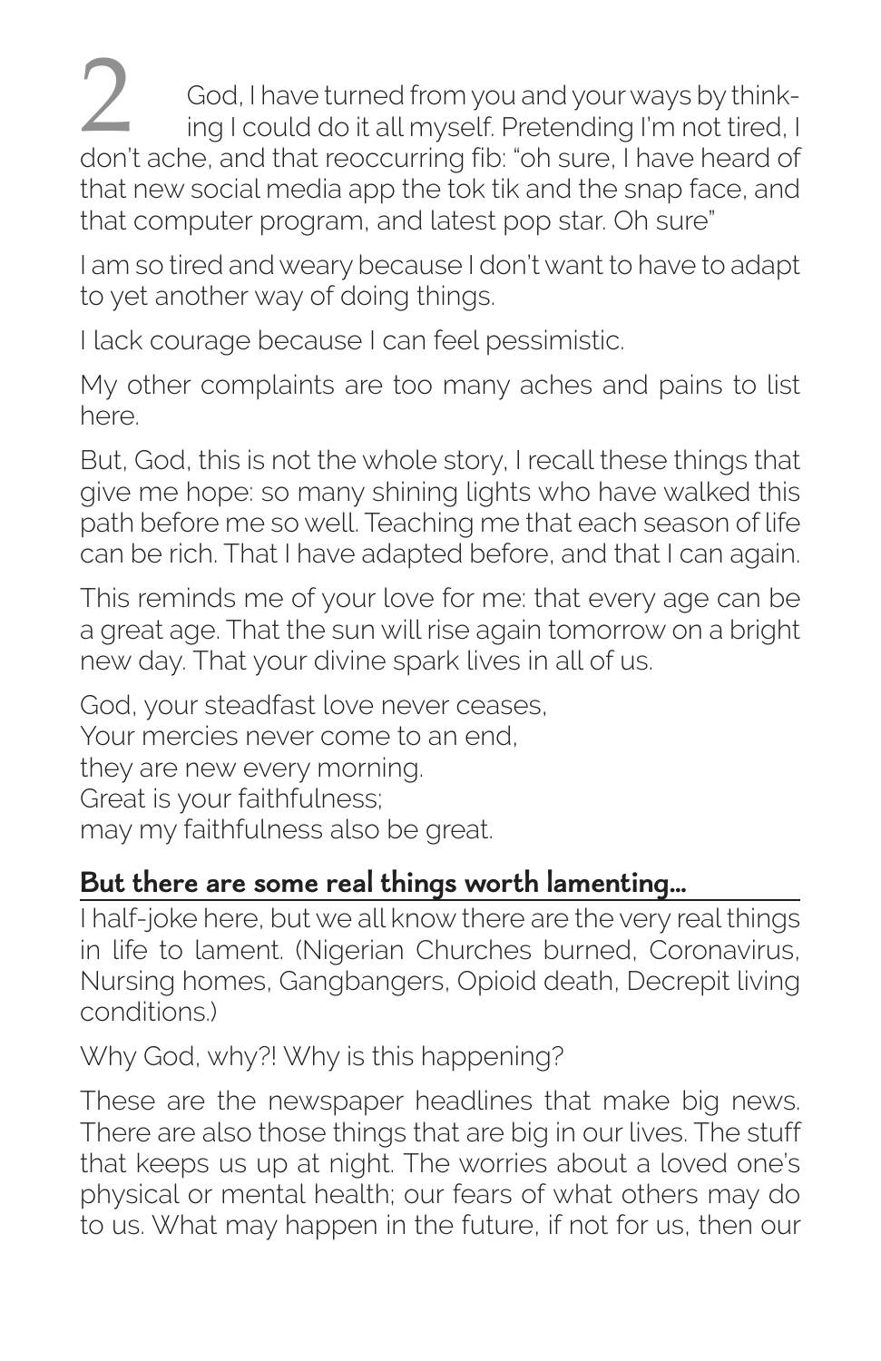2 God, I have turned from you and your ways by thinking I could do it all myself. Pretending I'm not tired, I don't ache, and that reoccurring fib: "oh sure, I have heard of that new social media app the tok tik and the snap face, and that computer program, and latest pop star. Oh sure"

I am so tired and weary because I don't want to have to adapt to yet another way of doing things.

I lack courage because I can feel pessimistic.

My other complaints are too many aches and pains to list here.

But, God, this is not the whole story, I recall these things that give me hope: so many shining lights who have walked this path before me so well. Teaching me that each season of life can be rich. That I have adapted before, and that I can again.

This reminds me of your love for me: that every age can be a great age. That the sun will rise again tomorrow on a bright new day. That your divine spark lives in all of us.

God, your steadfast love never ceases,
Your mercies never come to an end,
they are new every morning.
Great is your faithfulness;
may my faithfulness also be great.

## But there are some real things worth lamenting…

I half-joke here, but we all know there are the very real things in life to lament. (Nigerian Churches burned, Coronavirus, Nursing homes, Gangbangers, Opioid death, Decrepit living conditions.)

Why God, why?! Why is this happening?

These are the newspaper headlines that make big news. There are also those things that are big in our lives. The stuff that keeps us up at night. The worries about a loved one's physical or mental health; our fears of what others may do to us. What may happen in the future, if not for us, then our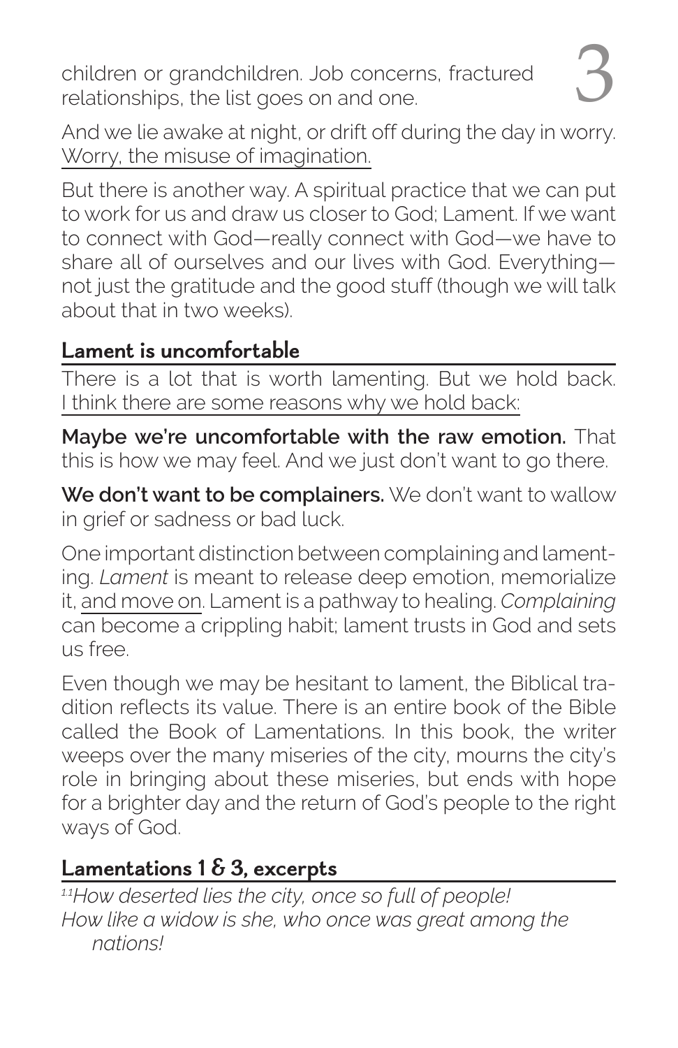children or grandchildren. Job concerns, fractured relationships, the list goes on and one.

And we lie awake at night, or drift off during the day in worry. Worry, the misuse of imagination.

But there is another way. A spiritual practice that we can put to work for us and draw us closer to God; Lament. If we want to connect with God—really connect with God—we have to share all of ourselves and our lives with God. Everything—not just the gratitude and the good stuff (though we will talk about that in two weeks).

## Lament is uncomfortable

There is a lot that is worth lamenting. But we hold back. I think there are some reasons why we hold back:

**Maybe we're uncomfortable with the raw emotion.** That this is how we may feel. And we just don't want to go there.

**We don't want to be complainers.** We don't want to wallow in grief or sadness or bad luck.

One important distinction between complaining and lamenting. *Lament* is meant to release deep emotion, memorialize it, and move on. Lament is a pathway to healing. *Complaining* can become a crippling habit; lament trusts in God and sets us free.

Even though we may be hesitant to lament, the Biblical tradition reflects its value. There is an entire book of the Bible called the Book of Lamentations. In this book, the writer weeps over the many miseries of the city, mourns the city's role in bringing about these miseries, but ends with hope for a brighter day and the return of God's people to the right ways of God.

## Lamentations 1 & 3, excerpts

*[1:1]How deserted lies the city, once so full of people!*
*How like a widow is she, who once was great among the nations!*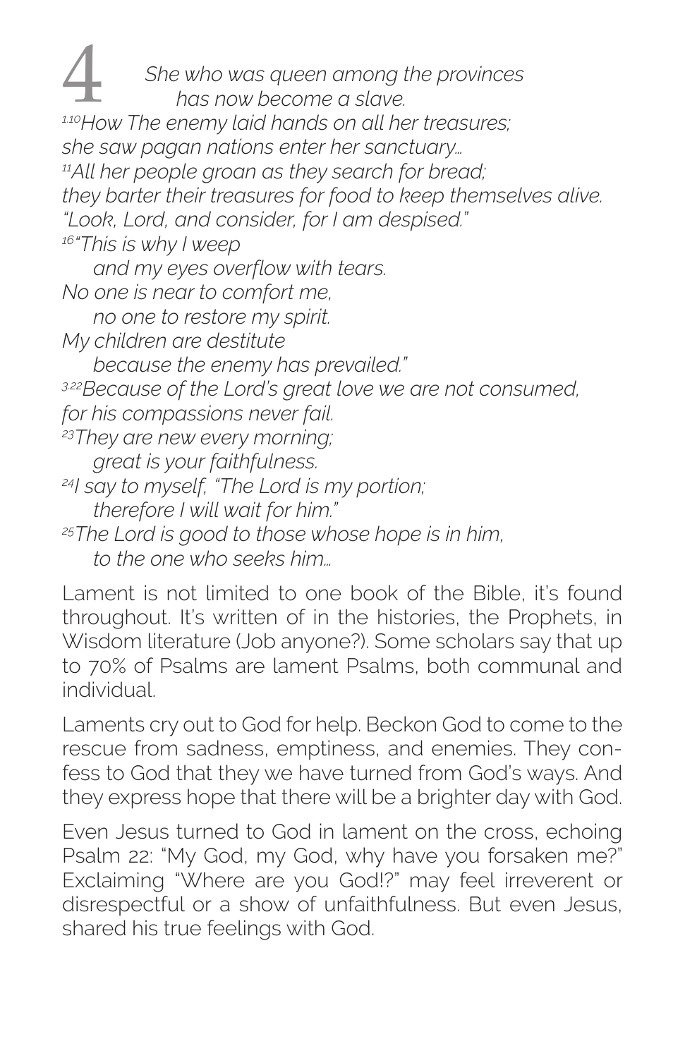# 4

*She who was queen among the provinces*
*has now become a slave.*

*[1.10]How The enemy laid hands on all her treasures;*
*she saw pagan nations enter her sanctuary…*
*[11]All her people groan as they search for bread;*
*they barter their treasures for food to keep themselves alive.*
*"Look, Lord, and consider, for I am despised."*
*[16]"This is why I weep*
*and my eyes overflow with tears.*
*No one is near to comfort me,*
*no one to restore my spirit.*
*My children are destitute*
*because the enemy has prevailed."*
*[3.22]Because of the Lord's great love we are not consumed,*
*for his compassions never fail.*
*[23]They are new every morning;*
*great is your faithfulness.*
*[24]I say to myself, "The Lord is my portion;*
*therefore I will wait for him."*
*[25]The Lord is good to those whose hope is in him,*
*to the one who seeks him…*

Lament is not limited to one book of the Bible, it's found throughout. It's written of in the histories, the Prophets, in Wisdom literature (Job anyone?). Some scholars say that up to 70% of Psalms are lament Psalms, both communal and individual.

Laments cry out to God for help. Beckon God to come to the rescue from sadness, emptiness, and enemies. They confess to God that they we have turned from God's ways. And they express hope that there will be a brighter day with God.

Even Jesus turned to God in lament on the cross, echoing Psalm 22: "My God, my God, why have you forsaken me?" Exclaiming "Where are you God!?" may feel irreverent or disrespectful or a show of unfaithfulness. But even Jesus, shared his true feelings with God.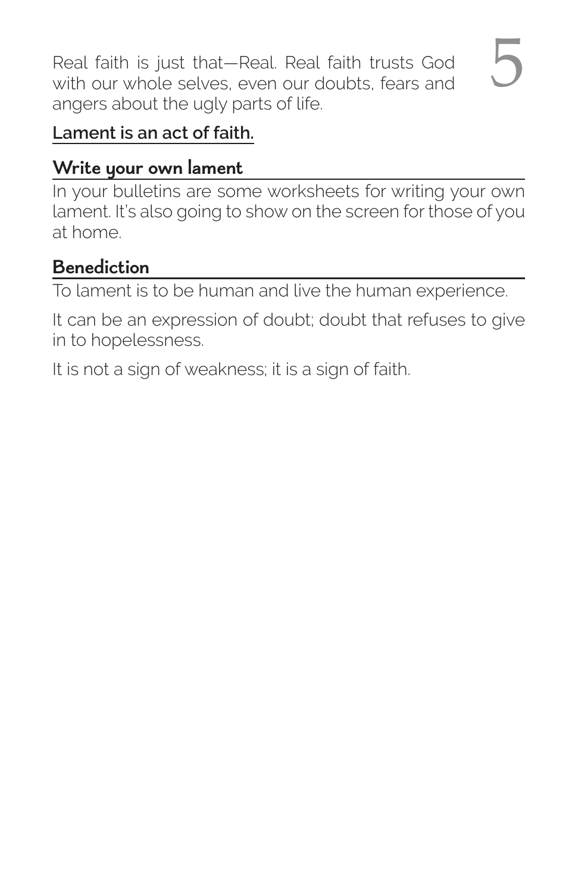Real faith is just that—Real. Real faith trusts God with our whole selves, even our doubts, fears and angers about the ugly parts of life.

**Lament is an act of faith.**

## Write your own lament

In your bulletins are some worksheets for writing your own lament. It's also going to show on the screen for those of you at home.

## Benediction

To lament is to be human and live the human experience.

It can be an expression of doubt; doubt that refuses to give in to hopelessness.

It is not a sign of weakness; it is a sign of faith.